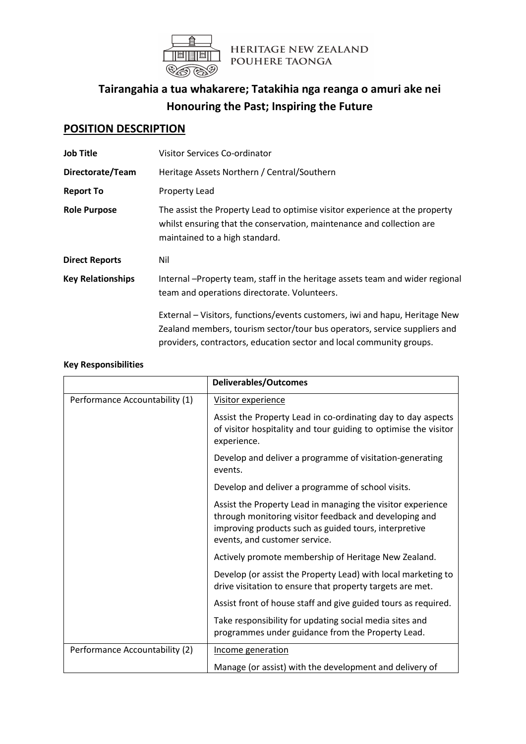HERITAGE NEW ZEALAND
POUHERE TAONGA

## Tairangahia a tua whakarere; Tatakihia nga reanga o amuri ake nei
## Honouring the Past; Inspiring the Future

# POSITION DESCRIPTION

| | |
|---|---|
| **Job Title** | Visitor Services Co-ordinator |
| **Directorate/Team** | Heritage Assets Northern / Central/Southern |
| **Report To** | Property Lead |
| **Role Purpose** | The assist the Property Lead to optimise visitor experience at the property whilst ensuring that the conservation, maintenance and collection are maintained to a high standard. |
| **Direct Reports** | Nil |
| **Key Relationships** | Internal –Property team, staff in the heritage assets team and wider regional team and operations directorate. Volunteers.<br><br>External – Visitors, functions/events customers, iwi and hapu, Heritage New Zealand members, tourism sector/tour bus operators, service suppliers and providers, contractors, education sector and local community groups. |

**Key Responsibilities**

| | **Deliverables/Outcomes** |
|---|---|
| Performance Accountability (1) | Visitor experience<br><br>Assist the Property Lead in co-ordinating day to day aspects of visitor hospitality and tour guiding to optimise the visitor experience.<br><br>Develop and deliver a programme of visitation-generating events.<br><br>Develop and deliver a programme of school visits.<br><br>Assist the Property Lead in managing the visitor experience through monitoring visitor feedback and developing and improving products such as guided tours, interpretive events, and customer service.<br><br>Actively promote membership of Heritage New Zealand.<br><br>Develop (or assist the Property Lead) with local marketing to drive visitation to ensure that property targets are met.<br><br>Assist front of house staff and give guided tours as required.<br><br>Take responsibility for updating social media sites and programmes under guidance from the Property Lead. |
| Performance Accountability (2) | Income generation<br><br>Manage (or assist) with the development and delivery of |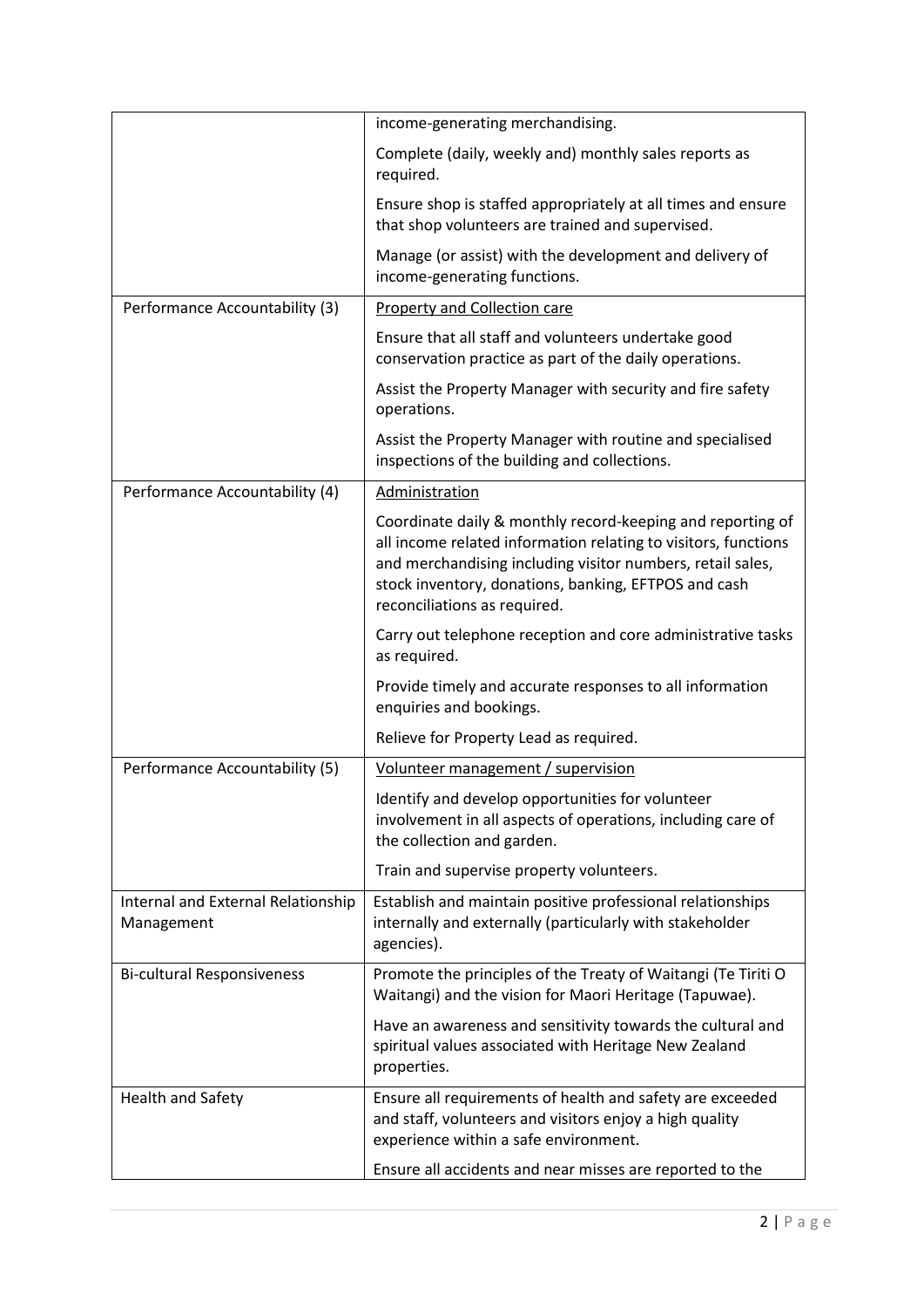| | |
|---|---|
| | income-generating merchandising.<br><br>Complete (daily, weekly and) monthly sales reports as required.<br><br>Ensure shop is staffed appropriately at all times and ensure that shop volunteers are trained and supervised.<br><br>Manage (or assist) with the development and delivery of income-generating functions. |
| Performance Accountability (3) | <u>Property and Collection care</u><br><br>Ensure that all staff and volunteers undertake good conservation practice as part of the daily operations.<br><br>Assist the Property Manager with security and fire safety operations.<br><br>Assist the Property Manager with routine and specialised inspections of the building and collections. |
| Performance Accountability (4) | <u>Administration</u><br><br>Coordinate daily & monthly record-keeping and reporting of all income related information relating to visitors, functions and merchandising including visitor numbers, retail sales, stock inventory, donations, banking, EFTPOS and cash reconciliations as required.<br><br>Carry out telephone reception and core administrative tasks as required.<br><br>Provide timely and accurate responses to all information enquiries and bookings.<br><br>Relieve for Property Lead as required. |
| Performance Accountability (5) | <u>Volunteer management / supervision</u><br><br>Identify and develop opportunities for volunteer involvement in all aspects of operations, including care of the collection and garden.<br><br>Train and supervise property volunteers. |
| Internal and External Relationship Management | Establish and maintain positive professional relationships internally and externally (particularly with stakeholder agencies). |
| Bi-cultural Responsiveness | Promote the principles of the Treaty of Waitangi (Te Tiriti O Waitangi) and the vision for Maori Heritage (Tapuwae).<br><br>Have an awareness and sensitivity towards the cultural and spiritual values associated with Heritage New Zealand properties. |
| Health and Safety | Ensure all requirements of health and safety are exceeded and staff, volunteers and visitors enjoy a high quality experience within a safe environment.<br><br>Ensure all accidents and near misses are reported to the |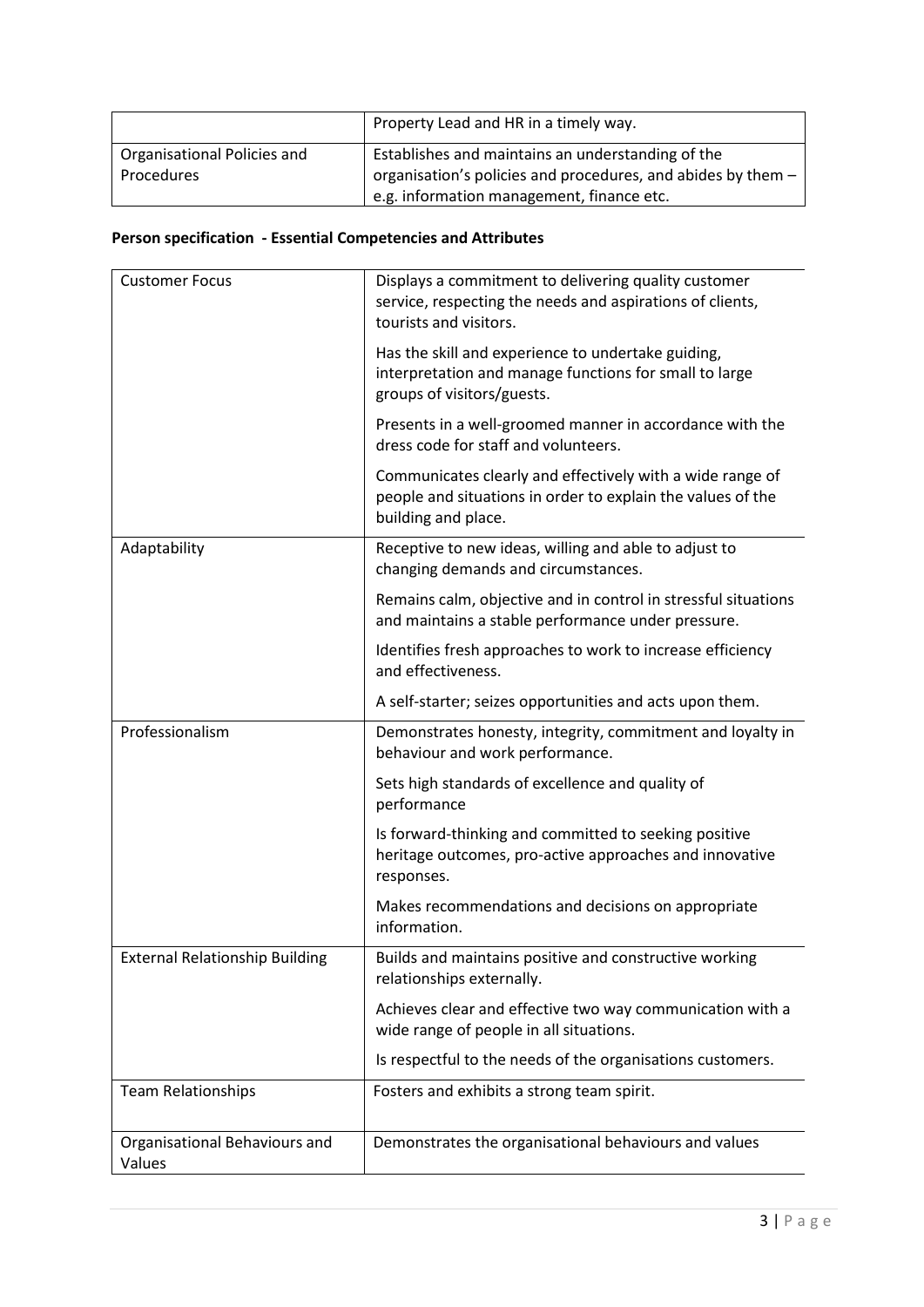| | |
|---|---|
| | Property Lead and HR in a timely way. |
| Organisational Policies and Procedures | Establishes and maintains an understanding of the organisation's policies and procedures, and abides by them – e.g. information management, finance etc. |

**Person specification - Essential Competencies and Attributes**

| | |
|---|---|
| Customer Focus | Displays a commitment to delivering quality customer service, respecting the needs and aspirations of clients, tourists and visitors.<br><br>Has the skill and experience to undertake guiding, interpretation and manage functions for small to large groups of visitors/guests.<br><br>Presents in a well-groomed manner in accordance with the dress code for staff and volunteers.<br><br>Communicates clearly and effectively with a wide range of people and situations in order to explain the values of the building and place. |
| Adaptability | Receptive to new ideas, willing and able to adjust to changing demands and circumstances.<br><br>Remains calm, objective and in control in stressful situations and maintains a stable performance under pressure.<br><br>Identifies fresh approaches to work to increase efficiency and effectiveness.<br><br>A self-starter; seizes opportunities and acts upon them. |
| Professionalism | Demonstrates honesty, integrity, commitment and loyalty in behaviour and work performance.<br><br>Sets high standards of excellence and quality of performance<br><br>Is forward-thinking and committed to seeking positive heritage outcomes, pro-active approaches and innovative responses.<br><br>Makes recommendations and decisions on appropriate information. |
| External Relationship Building | Builds and maintains positive and constructive working relationships externally.<br><br>Achieves clear and effective two way communication with a wide range of people in all situations.<br><br>Is respectful to the needs of the organisations customers. |
| Team Relationships | Fosters and exhibits a strong team spirit. |
| Organisational Behaviours and Values | Demonstrates the organisational behaviours and values |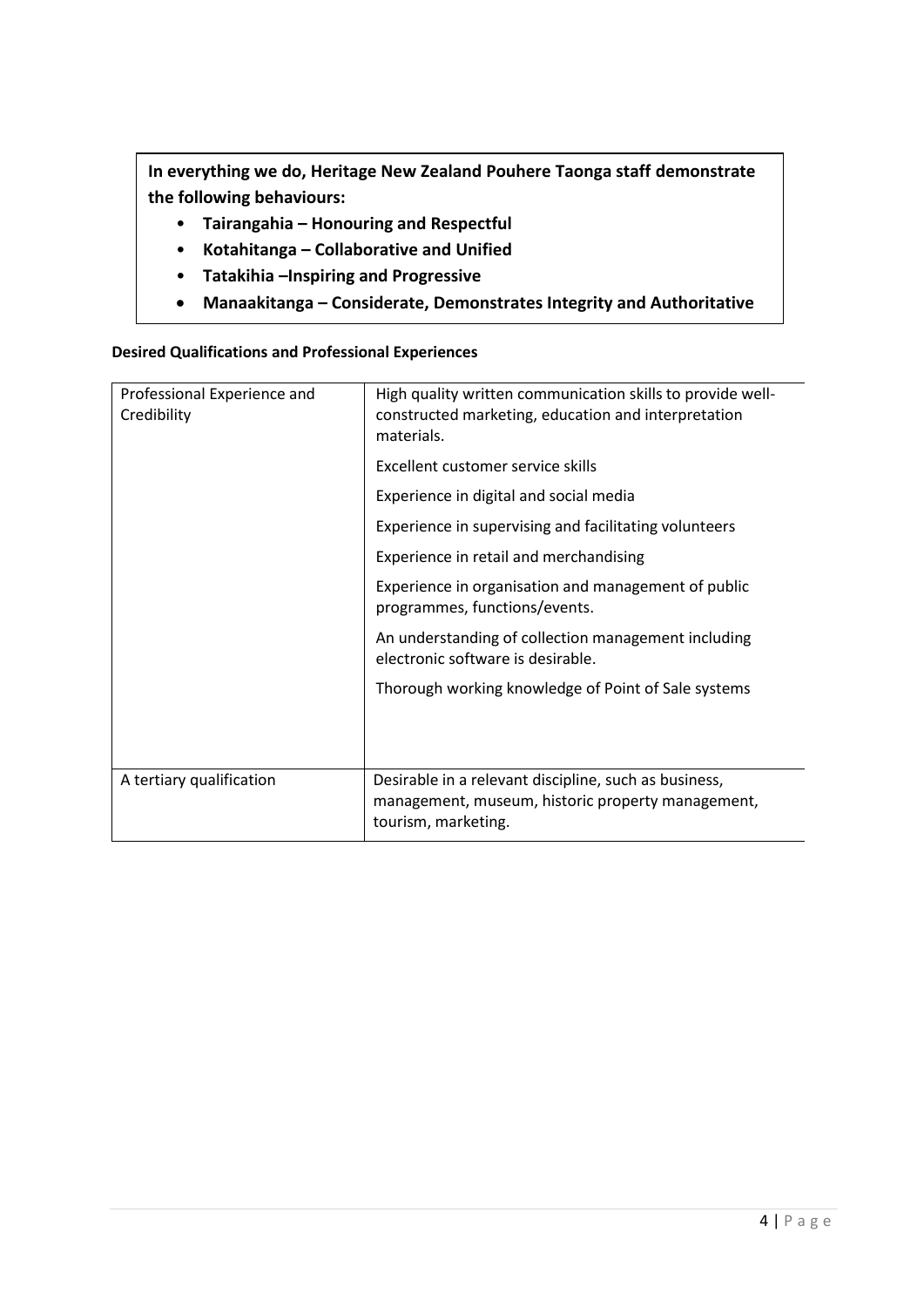**In everything we do, Heritage New Zealand Pouhere Taonga staff demonstrate the following behaviours:**

- **Tairangahia – Honouring and Respectful**
- **Kotahitanga – Collaborative and Unified**
- **Tatakihia –Inspiring and Progressive**
- **Manaakitanga – Considerate, Demonstrates Integrity and Authoritative**

**Desired Qualifications and Professional Experiences**

| | |
|---|---|
| Professional Experience and Credibility | High quality written communication skills to provide well-constructed marketing, education and interpretation materials.<br>Excellent customer service skills<br>Experience in digital and social media<br>Experience in supervising and facilitating volunteers<br>Experience in retail and merchandising<br>Experience in organisation and management of public programmes, functions/events.<br>An understanding of collection management including electronic software is desirable.<br>Thorough working knowledge of Point of Sale systems |
| A tertiary qualification | Desirable in a relevant discipline, such as business, management, museum, historic property management, tourism, marketing. |